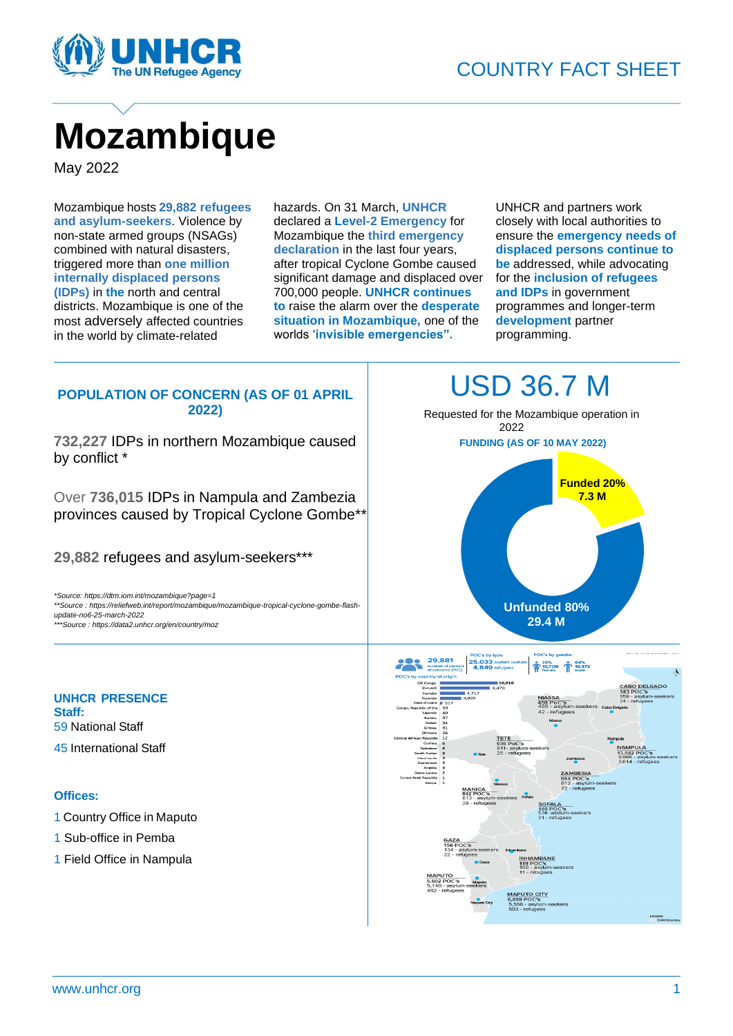# COUNTRY FACT SHEET

# Mozambique

May 2022

Mozambique hosts **29,882 refugees and asylum-seekers**. Violence by non-state armed groups (NSAGs) combined with natural disasters, triggered more than **one million internally displaced persons (IDPs)** in **the** north and central districts. Mozambique is one of the most adversely affected countries in the world by climate-related hazards. On 31 March, **UNHCR** declared a **Level-2 Emergency** for Mozambique the **third emergency declaration** in the last four years, after tropical Cyclone Gombe caused significant damage and displaced over 700,000 people. **UNHCR continues to** raise the alarm over the **desperate situation in Mozambique,** one of the worlds '**invisible emergencies".**

UNHCR and partners work closely with local authorities to ensure the **emergency needs of displaced persons continue to be** addressed, while advocating for the **inclusion of refugees and IDPs** in government programmes and longer-term **development** partner programming.

## POPULATION OF CONCERN (AS OF 01 APRIL 2022)

**732,227** IDPs in northern Mozambique caused by conflict *

Over **736,015** IDPs in Nampula and Zambezia provinces caused by Tropical Cyclone Gombe**

**29,882** refugees and asylum-seekers***

*\*Source: https://dtm.iom.int/mozambique?page=1*
*\*\*Source : https://reliefweb.int/report/mozambique/mozambique-tropical-cyclone-gombe-flash-update-no6-25-march-2022*
*\*\*\*Source : https://data2.unhcr.org/en/country/moz*

## USD 36.7 M

Requested for the Mozambique operation in 2022

**FUNDING (AS OF 10 MAY 2022)**

- **Funded 20%** 7.3 M
- **Unfunded 80%** 29.4 M

## UNHCR PRESENCE

**Staff:**

59 National Staff

45 International Staff

**Offices:**

1 Country Office in Maputo

1 Sub-office in Pemba

1 Field Office in Nampula

29,881 number of persons of concerns (POC)

POC's by type: 25,033 asylum seekers; 4,849 refugees

POC's by gender: 36% 10,709 female; 64% 19,173 male

POC's by country of origin

| Country | POC's |
| --- | --- |
| DR Congo | 10,910 |
| Burundi | 9,470 |
| Somalia | 4,717 |
| Rwanda | 4,009 |
| Côte d'Ivoire | 517 |
| Congo, Republic of the | 53 |
| Uganda | 40 |
| Turkey | 37 |
| Sudan | 34 |
| Eritrea | 31 |
| Ethiopia | 26 |
| Central African Republic | 12 |
| Guinea | 5 |
| Palestine | 4 |
| South Sudan | 3 |
| Mauritania | 3 |
| Cameroon | 3 |
| Angola | 3 |
| Sierra Leone | 2 |
| Syrian Arab Republic | 1 |
| Kenya | 1 |

| Province | POC's | Asylum-seekers | Refugees |
| --- | --- | --- | --- |
| CABO DELGADO | 583 | 559 | 24 |
| NIASSA | 450 | 408 | 42 |
| TETE | 936 | 911 | 25 |
| NAMPULA | 13,582 | 9,968 | 3,614 |
| ZAMBESIA | 884 | 812 | 72 |
| MANICA | 842 | 813 | 29 |
| SOFALA | 565 | 534 | 31 |
| GAZA | 156 | 134 | 22 |
| INHAMBANE | 119 | 108 | 11 |
| MAPUTO | 5,602 | 5,140 | 462 |
| MAPUTO CITY | 6,059 | 5,556 | 503 |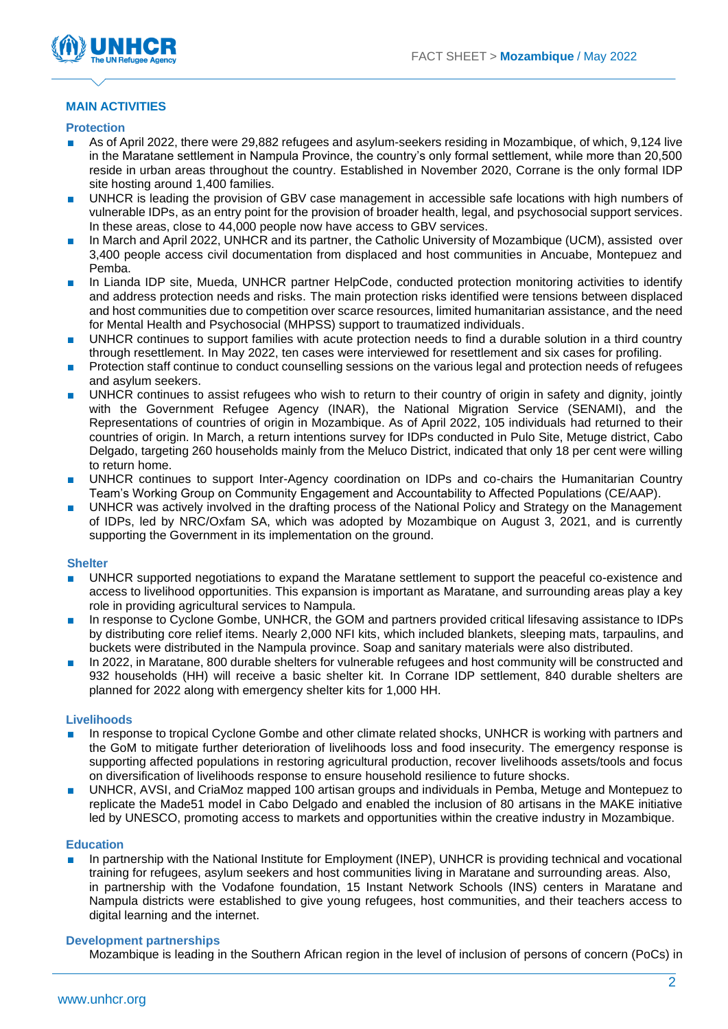## MAIN ACTIVITIES

### Protection

- As of April 2022, there were 29,882 refugees and asylum-seekers residing in Mozambique, of which, 9,124 live in the Maratane settlement in Nampula Province, the country's only formal settlement, while more than 20,500 reside in urban areas throughout the country. Established in November 2020, Corrane is the only formal IDP site hosting around 1,400 families.
- UNHCR is leading the provision of GBV case management in accessible safe locations with high numbers of vulnerable IDPs, as an entry point for the provision of broader health, legal, and psychosocial support services. In these areas, close to 44,000 people now have access to GBV services.
- In March and April 2022, UNHCR and its partner, the Catholic University of Mozambique (UCM), assisted over 3,400 people access civil documentation from displaced and host communities in Ancuabe, Montepuez and Pemba.
- In Lianda IDP site, Mueda, UNHCR partner HelpCode, conducted protection monitoring activities to identify and address protection needs and risks. The main protection risks identified were tensions between displaced and host communities due to competition over scarce resources, limited humanitarian assistance, and the need for Mental Health and Psychosocial (MHPSS) support to traumatized individuals.
- UNHCR continues to support families with acute protection needs to find a durable solution in a third country through resettlement. In May 2022, ten cases were interviewed for resettlement and six cases for profiling.
- Protection staff continue to conduct counselling sessions on the various legal and protection needs of refugees and asylum seekers.
- UNHCR continues to assist refugees who wish to return to their country of origin in safety and dignity, jointly with the Government Refugee Agency (INAR), the National Migration Service (SENAMI), and the Representations of countries of origin in Mozambique. As of April 2022, 105 individuals had returned to their countries of origin. In March, a return intentions survey for IDPs conducted in Pulo Site, Metuge district, Cabo Delgado, targeting 260 households mainly from the Meluco District, indicated that only 18 per cent were willing to return home.
- UNHCR continues to support Inter-Agency coordination on IDPs and co-chairs the Humanitarian Country Team's Working Group on Community Engagement and Accountability to Affected Populations (CE/AAP).
- UNHCR was actively involved in the drafting process of the National Policy and Strategy on the Management of IDPs, led by NRC/Oxfam SA, which was adopted by Mozambique on August 3, 2021, and is currently supporting the Government in its implementation on the ground.

### Shelter

- UNHCR supported negotiations to expand the Maratane settlement to support the peaceful co-existence and access to livelihood opportunities. This expansion is important as Maratane, and surrounding areas play a key role in providing agricultural services to Nampula.
- In response to Cyclone Gombe, UNHCR, the GOM and partners provided critical lifesaving assistance to IDPs by distributing core relief items. Nearly 2,000 NFI kits, which included blankets, sleeping mats, tarpaulins, and buckets were distributed in the Nampula province. Soap and sanitary materials were also distributed.
- In 2022, in Maratane, 800 durable shelters for vulnerable refugees and host community will be constructed and 932 households (HH) will receive a basic shelter kit. In Corrane IDP settlement, 840 durable shelters are planned for 2022 along with emergency shelter kits for 1,000 HH.

### Livelihoods

- In response to tropical Cyclone Gombe and other climate related shocks, UNHCR is working with partners and the GoM to mitigate further deterioration of livelihoods loss and food insecurity. The emergency response is supporting affected populations in restoring agricultural production, recover livelihoods assets/tools and focus on diversification of livelihoods response to ensure household resilience to future shocks.
- UNHCR, AVSI, and CriaMoz mapped 100 artisan groups and individuals in Pemba, Metuge and Montepuez to replicate the Made51 model in Cabo Delgado and enabled the inclusion of 80 artisans in the MAKE initiative led by UNESCO, promoting access to markets and opportunities within the creative industry in Mozambique.

### Education

- In partnership with the National Institute for Employment (INEP), UNHCR is providing technical and vocational training for refugees, asylum seekers and host communities living in Maratane and surrounding areas. Also, in partnership with the Vodafone foundation, 15 Instant Network Schools (INS) centers in Maratane and Nampula districts were established to give young refugees, host communities, and their teachers access to digital learning and the internet.

### Development partnerships

Mozambique is leading in the Southern African region in the level of inclusion of persons of concern (PoCs) in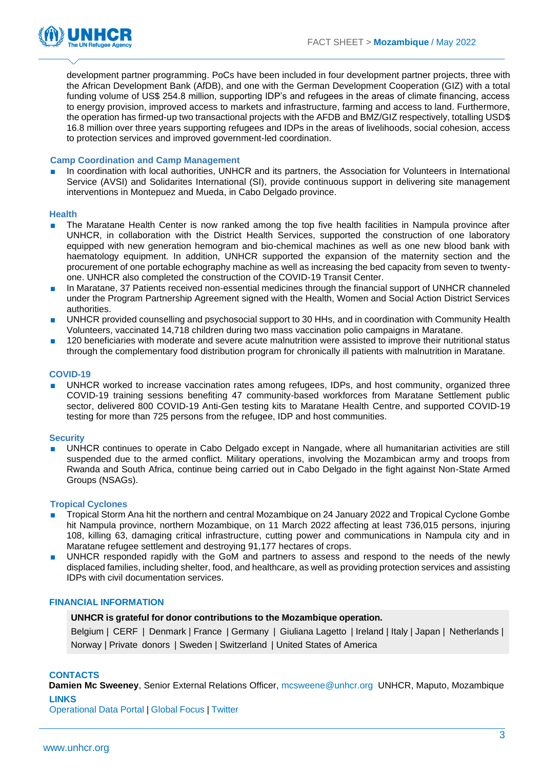development partner programming. PoCs have been included in four development partner projects, three with the African Development Bank (AfDB), and one with the German Development Cooperation (GIZ) with a total funding volume of US$ 254.8 million, supporting IDP's and refugees in the areas of climate financing, access to energy provision, improved access to markets and infrastructure, farming and access to land. Furthermore, the operation has firmed-up two transactional projects with the AFDB and BMZ/GIZ respectively, totalling USD$ 16.8 million over three years supporting refugees and IDPs in the areas of livelihoods, social cohesion, access to protection services and improved government-led coordination.

### Camp Coordination and Camp Management

- In coordination with local authorities, UNHCR and its partners, the Association for Volunteers in International Service (AVSI) and Solidarites International (SI), provide continuous support in delivering site management interventions in Montepuez and Mueda, in Cabo Delgado province.

### Health

- The Maratane Health Center is now ranked among the top five health facilities in Nampula province after UNHCR, in collaboration with the District Health Services, supported the construction of one laboratory equipped with new generation hemogram and bio-chemical machines as well as one new blood bank with haematology equipment. In addition, UNHCR supported the expansion of the maternity section and the procurement of one portable echography machine as well as increasing the bed capacity from seven to twenty-one. UNHCR also completed the construction of the COVID-19 Transit Center.
- In Maratane, 37 Patients received non-essential medicines through the financial support of UNHCR channeled under the Program Partnership Agreement signed with the Health, Women and Social Action District Services authorities.
- UNHCR provided counselling and psychosocial support to 30 HHs, and in coordination with Community Health Volunteers, vaccinated 14,718 children during two mass vaccination polio campaigns in Maratane.
- 120 beneficiaries with moderate and severe acute malnutrition were assisted to improve their nutritional status through the complementary food distribution program for chronically ill patients with malnutrition in Maratane.

### COVID-19

- UNHCR worked to increase vaccination rates among refugees, IDPs, and host community, organized three COVID-19 training sessions benefiting 47 community-based workforces from Maratane Settlement public sector, delivered 800 COVID-19 Anti-Gen testing kits to Maratane Health Centre, and supported COVID-19 testing for more than 725 persons from the refugee, IDP and host communities.

### Security

- UNHCR continues to operate in Cabo Delgado except in Nangade, where all humanitarian activities are still suspended due to the armed conflict. Military operations, involving the Mozambican army and troops from Rwanda and South Africa, continue being carried out in Cabo Delgado in the fight against Non-State Armed Groups (NSAGs).

### Tropical Cyclones

- Tropical Storm Ana hit the northern and central Mozambique on 24 January 2022 and Tropical Cyclone Gombe hit Nampula province, northern Mozambique, on 11 March 2022 affecting at least 736,015 persons, injuring 108, killing 63, damaging critical infrastructure, cutting power and communications in Nampula city and in Maratane refugee settlement and destroying 91,177 hectares of crops.
- UNHCR responded rapidly with the GoM and partners to assess and respond to the needs of the newly displaced families, including shelter, food, and healthcare, as well as providing protection services and assisting IDPs with civil documentation services.

## FINANCIAL INFORMATION

**UNHCR is grateful for donor contributions to the Mozambique operation.**

Belgium | CERF | Denmark | France | Germany | Giuliana Lagetto | Ireland | Italy | Japan | Netherlands | Norway | Private donors | Sweden | Switzerland | United States of America

## CONTACTS

**Damien Mc Sweeney**, Senior External Relations Officer, mcsweene@unhcr.org UNHCR, Maputo, Mozambique

## LINKS

Operational Data Portal | Global Focus | Twitter